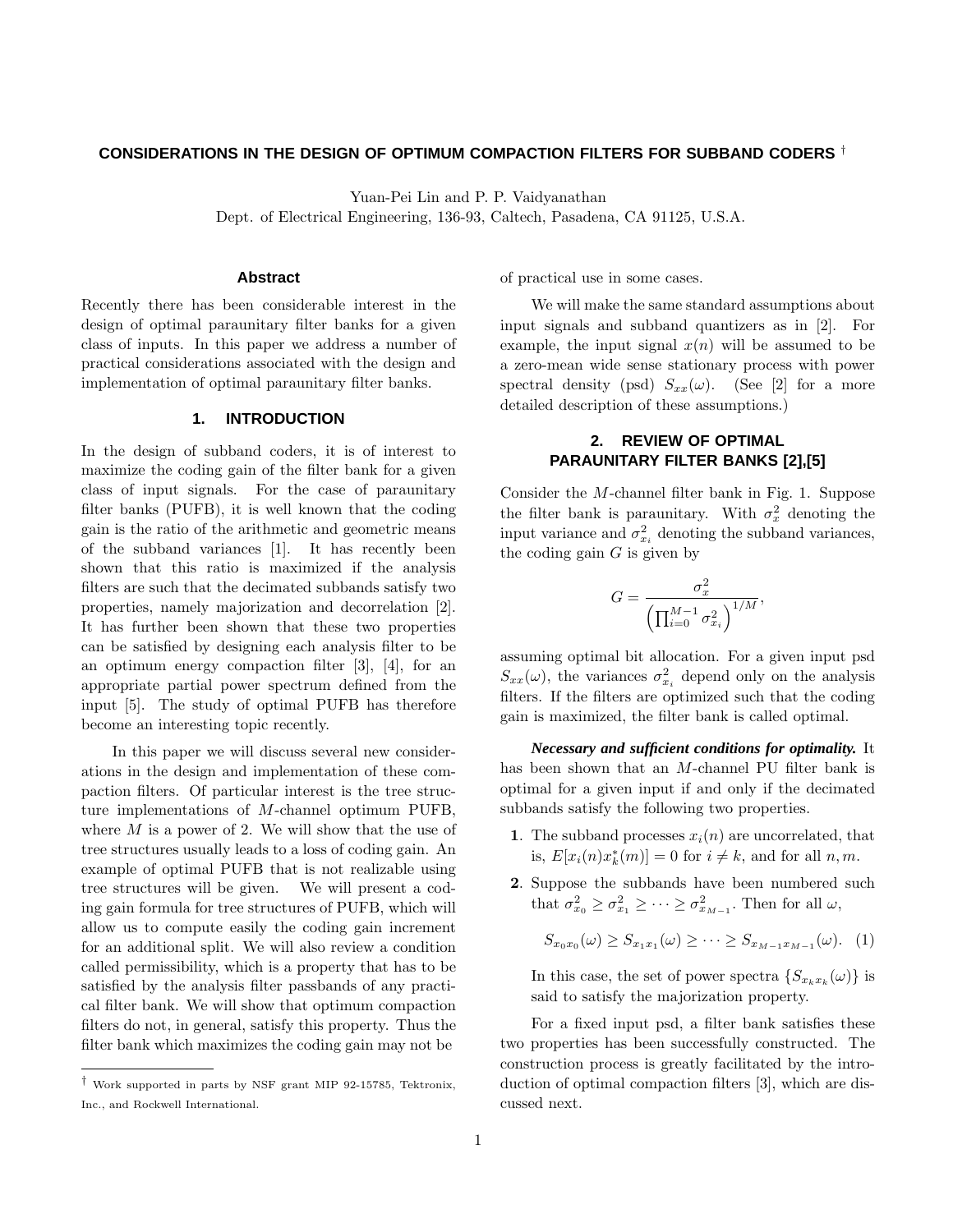# CONSIDERATIONS IN THE DESIGN OF OPTIMUM COMPACTION FILTERS FOR SUBBAND CODERS [†]

Yuan-Pei Lin and P. P. Vaidyanathan
Dept. of Electrical Engineering, 136-93, Caltech, Pasadena, CA 91125, U.S.A.

### Abstract

Recently there has been considerable interest in the design of optimal paraunitary filter banks for a given class of inputs. In this paper we address a number of practical considerations associated with the design and implementation of optimal paraunitary filter banks.

## 1. INTRODUCTION

In the design of subband coders, it is of interest to maximize the coding gain of the filter bank for a given class of input signals. For the case of paraunitary filter banks (PUFB), it is well known that the coding gain is the ratio of the arithmetic and geometric means of the subband variances [1]. It has recently been shown that this ratio is maximized if the analysis filters are such that the decimated subbands satisfy two properties, namely majorization and decorrelation [2]. It has further been shown that these two properties can be satisfied by designing each analysis filter to be an optimum energy compaction filter [3], [4], for an appropriate partial power spectrum defined from the input [5]. The study of optimal PUFB has therefore become an interesting topic recently.

In this paper we will discuss several new considerations in the design and implementation of these compaction filters. Of particular interest is the tree structure implementations of $M$-channel optimum PUFB, where $M$ is a power of 2. We will show that the use of tree structures usually leads to a loss of coding gain. An example of optimal PUFB that is not realizable using tree structures will be given. We will present a coding gain formula for tree structures of PUFB, which will allow us to compute easily the coding gain increment for an additional split. We will also review a condition called permissibility, which is a property that has to be satisfied by the analysis filter passbands of any practical filter bank. We will show that optimum compaction filters do not, in general, satisfy this property. Thus the filter bank which maximizes the coding gain may not be of practical use in some cases.

We will make the same standard assumptions about input signals and subband quantizers as in [2]. For example, the input signal $x(n)$ will be assumed to be a zero-mean wide sense stationary process with power spectral density (psd) $S_{xx}(\omega)$. (See [2] for a more detailed description of these assumptions.)

## 2. REVIEW OF OPTIMAL PARAUNITARY FILTER BANKS [2],[5]

Consider the $M$-channel filter bank in Fig. 1. Suppose the filter bank is paraunitary. With $\sigma_x^2$ denoting the input variance and $\sigma_{x_i}^2$ denoting the subband variances, the coding gain $G$ is given by

$$G = \frac{\sigma_x^2}{\left(\prod_{i=0}^{M-1} \sigma_{x_i}^2\right)^{1/M}},$$

assuming optimal bit allocation. For a given input psd $S_{xx}(\omega)$, the variances $\sigma_{x_i}^2$ depend only on the analysis filters. If the filters are optimized such that the coding gain is maximized, the filter bank is called optimal.

***Necessary and sufficient conditions for optimality.*** It has been shown that an $M$-channel PU filter bank is optimal for a given input if and only if the decimated subbands satisfy the following two properties.

1. The subband processes $x_i(n)$ are uncorrelated, that is, $E[x_i(n)x_k^*(m)] = 0$ for $i \neq k$, and for all $n, m$.
2. Suppose the subbands have been numbered such that $\sigma_{x_0}^2 \geq \sigma_{x_1}^2 \geq \cdots \geq \sigma_{x_{M-1}}^2$. Then for all $\omega$,

$$S_{x_0x_0}(\omega) \geq S_{x_1x_1}(\omega) \geq \cdots \geq S_{x_{M-1}x_{M-1}}(\omega). \quad (1)$$

   In this case, the set of power spectra $\{S_{x_kx_k}(\omega)\}$ is said to satisfy the majorization property.

For a fixed input psd, a filter bank satisfies these two properties has been successfully constructed. The construction process is greatly facilitated by the introduction of optimal compaction filters [3], which are discussed next.

[†] Work supported in parts by NSF grant MIP 92-15785, Tektronix, Inc., and Rockwell International.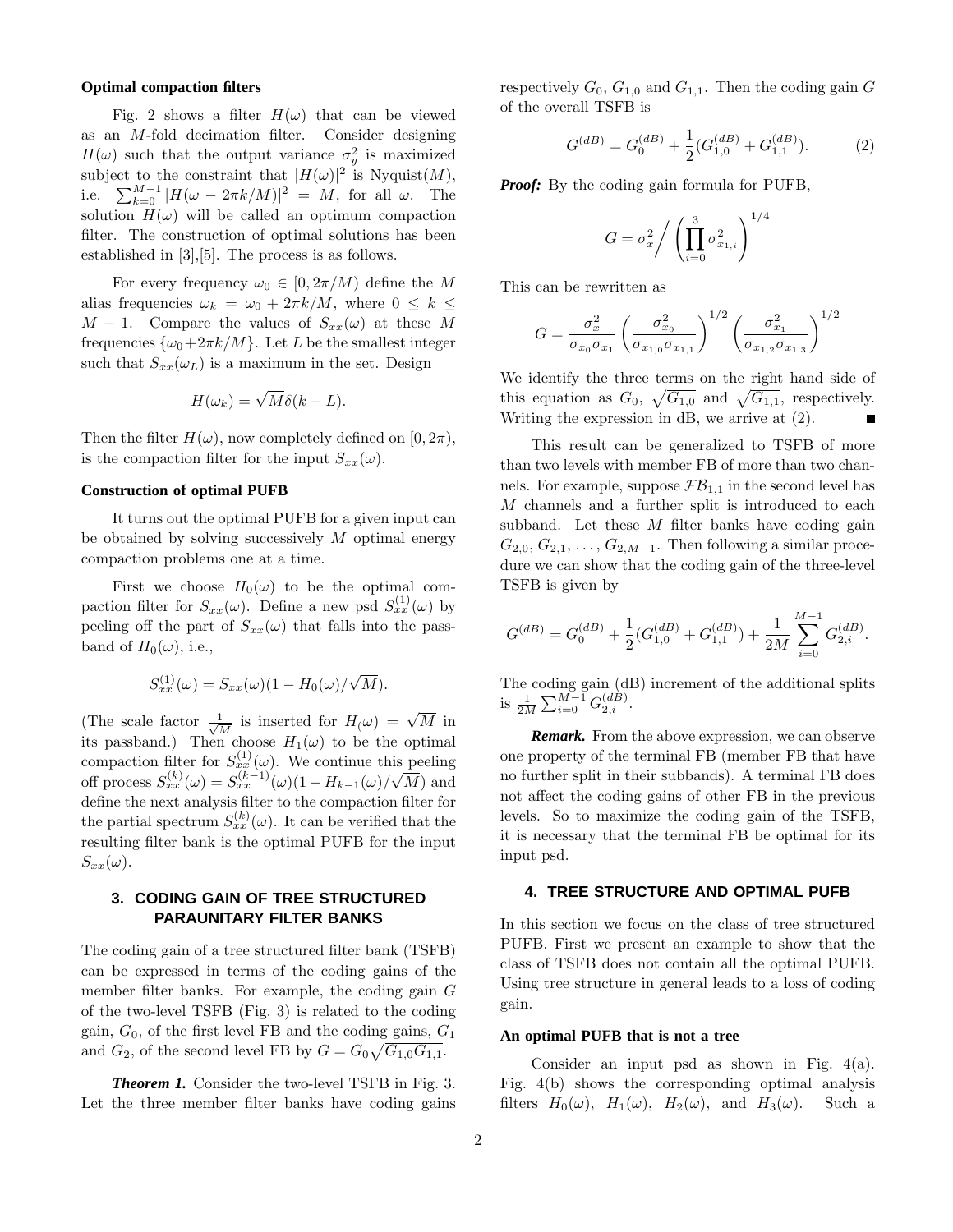**Optimal compaction filters**

Fig. 2 shows a filter $H(\omega)$ that can be viewed as an $M$-fold decimation filter. Consider designing $H(\omega)$ such that the output variance $\sigma_y^2$ is maximized subject to the constraint that $|H(\omega)|^2$ is Nyquist($M$), i.e. $\sum_{k=0}^{M-1} |H(\omega - 2\pi k/M)|^2 = M$, for all $\omega$. The solution $H(\omega)$ will be called an optimum compaction filter. The construction of optimal solutions has been established in [3],[5]. The process is as follows.

For every frequency $\omega_0 \in [0, 2\pi/M)$ define the $M$ alias frequencies $\omega_k = \omega_0 + 2\pi k/M$, where $0 \leq k \leq M-1$. Compare the values of $S_{xx}(\omega)$ at these $M$ frequencies $\{\omega_0 + 2\pi k/M\}$. Let $L$ be the smallest integer such that $S_{xx}(\omega_L)$ is a maximum in the set. Design

$$H(\omega_k) = \sqrt{M}\delta(k - L).$$

Then the filter $H(\omega)$, now completely defined on $[0, 2\pi)$, is the compaction filter for the input $S_{xx}(\omega)$.

**Construction of optimal PUFB**

It turns out the optimal PUFB for a given input can be obtained by solving successively $M$ optimal energy compaction problems one at a time.

First we choose $H_0(\omega)$ to be the optimal compaction filter for $S_{xx}(\omega)$. Define a new psd $S_{xx}^{(1)}(\omega)$ by peeling off the part of $S_{xx}(\omega)$ that falls into the passband of $H_0(\omega)$, i.e.,

$$S_{xx}^{(1)}(\omega) = S_{xx}(\omega)(1 - H_0(\omega)/\sqrt{M}).$$

(The scale factor $\frac{1}{\sqrt{M}}$ is inserted for $H_(\omega) = \sqrt{M}$ in its passband.) Then choose $H_1(\omega)$ to be the optimal compaction filter for $S_{xx}^{(1)}(\omega)$. We continue this peeling off process $S_{xx}^{(k)}(\omega) = S_{xx}^{(k-1)}(\omega)(1 - H_{k-1}(\omega)/\sqrt{M})$ and define the next analysis filter to the compaction filter for the partial spectrum $S_{xx}^{(k)}(\omega)$. It can be verified that the resulting filter bank is the optimal PUFB for the input $S_{xx}(\omega)$.

## 3. CODING GAIN OF TREE STRUCTURED PARAUNITARY FILTER BANKS

The coding gain of a tree structured filter bank (TSFB) can be expressed in terms of the coding gains of the member filter banks. For example, the coding gain $G$ of the two-level TSFB (Fig. 3) is related to the coding gain, $G_0$, of the first level FB and the coding gains, $G_1$ and $G_2$, of the second level FB by $G = G_0\sqrt{G_{1,0}G_{1,1}}$.

***Theorem 1.*** Consider the two-level TSFB in Fig. 3. Let the three member filter banks have coding gains respectively $G_0$, $G_{1,0}$ and $G_{1,1}$. Then the coding gain $G$ of the overall TSFB is

$$G^{(dB)} = G_0^{(dB)} + \frac{1}{2}(G_{1,0}^{(dB)} + G_{1,1}^{(dB)}). \tag{2}$$

***Proof:*** By the coding gain formula for PUFB,

$$G = \sigma_x^2 \Bigg/ \left(\prod_{i=0}^{3} \sigma_{x_{1,i}}^2\right)^{1/4}$$

This can be rewritten as

$$G = \frac{\sigma_x^2}{\sigma_{x_0}\sigma_{x_1}} \left(\frac{\sigma_{x_0}^2}{\sigma_{x_{1,0}}\sigma_{x_{1,1}}}\right)^{1/2} \left(\frac{\sigma_{x_1}^2}{\sigma_{x_{1,2}}\sigma_{x_{1,3}}}\right)^{1/2}$$

We identify the three terms on the right hand side of this equation as $G_0$, $\sqrt{G_{1,0}}$ and $\sqrt{G_{1,1}}$, respectively. Writing the expression in dB, we arrive at (2). ∎

This result can be generalized to TSFB of more than two levels with member FB of more than two channels. For example, suppose $\mathcal{FB}_{1,1}$ in the second level has $M$ channels and a further split is introduced to each subband. Let these $M$ filter banks have coding gain $G_{2,0}, G_{2,1}, \ldots, G_{2,M-1}$. Then following a similar procedure we can show that the coding gain of the three-level TSFB is given by

$$G^{(dB)} = G_0^{(dB)} + \frac{1}{2}(G_{1,0}^{(dB)} + G_{1,1}^{(dB)}) + \frac{1}{2M}\sum_{i=0}^{M-1} G_{2,i}^{(dB)}.$$

The coding gain (dB) increment of the additional splits is $\frac{1}{2M}\sum_{i=0}^{M-1} G_{2,i}^{(dB)}$.

***Remark.*** From the above expression, we can observe one property of the terminal FB (member FB that have no further split in their subbands). A terminal FB does not affect the coding gains of other FB in the previous levels. So to maximize the coding gain of the TSFB, it is necessary that the terminal FB be optimal for its input psd.

## 4. TREE STRUCTURE AND OPTIMAL PUFB

In this section we focus on the class of tree structured PUFB. First we present an example to show that the class of TSFB does not contain all the optimal PUFB. Using tree structure in general leads to a loss of coding gain.

**An optimal PUFB that is not a tree**

Consider an input psd as shown in Fig. 4(a). Fig. 4(b) shows the corresponding optimal analysis filters $H_0(\omega)$, $H_1(\omega)$, $H_2(\omega)$, and $H_3(\omega)$. Such a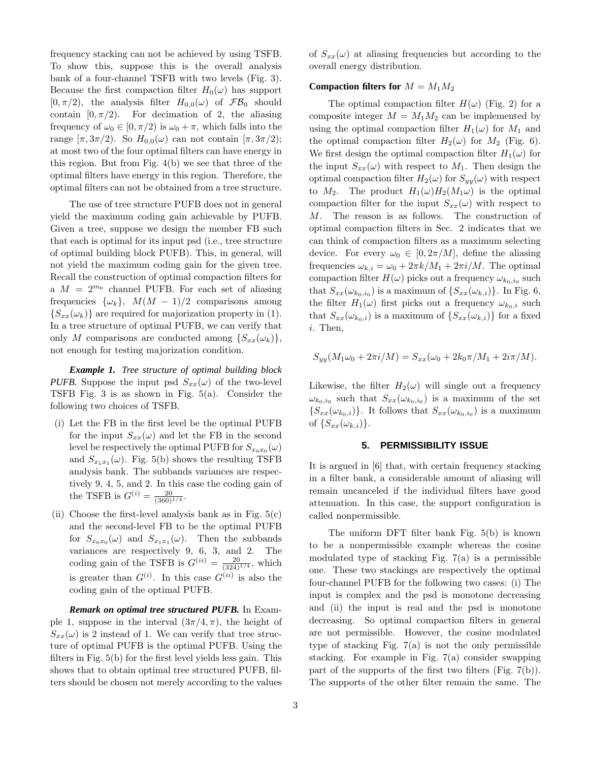frequency stacking can not be achieved by using TSFB. To show this, suppose this is the overall analysis bank of a four-channel TSFB with two levels (Fig. 3). Because the first compaction filter $H_0(\omega)$ has support $[0, \pi/2)$, the analysis filter $H_{0,0}(\omega)$ of $\mathcal{FB}_0$ should contain $[0, \pi/2)$. For decimation of 2, the aliasing frequency of $\omega_0 \in [0, \pi/2)$ is $\omega_0 + \pi$, which falls into the range $[\pi, 3\pi/2)$. So $H_{0,0}(\omega)$ can not contain $[\pi, 3\pi/2)$; at most two of the four optimal filters can have energy in this region. But from Fig. 4(b) we see that three of the optimal filters have energy in this region. Therefore, the optimal filters can not be obtained from a tree structure.

The use of tree structure PUFB does not in general yield the maximum coding gain achievable by PUFB. Given a tree, suppose we design the member FB such that each is optimal for its input psd (i.e., tree structure of optimal building block PUFB). This, in general, will not yield the maximum coding gain for the given tree. Recall the construction of optimal compaction filters for a $M = 2^{m_0}$ channel PUFB. For each set of aliasing frequencies $\{\omega_k\}$, $M(M-1)/2$ comparisons among $\{S_{xx}(\omega_k)\}$ are required for majorization property in (1). In a tree structure of optimal PUFB, we can verify that only $M$ comparisons are conducted among $\{S_{xx}(\omega_k)\}$, not enough for testing majorization condition.

***Example 1.*** *Tree structure of optimal building block **PUFB.*** Suppose the input psd $S_{xx}(\omega)$ of the two-level TSFB Fig. 3 is as shown in Fig. 5(a). Consider the following two choices of TSFB.

(i) Let the FB in the first level be the optimal PUFB for the input $S_{xx}(\omega)$ and let the FB in the second level be respectively the optimal PUFB for $S_{x_0x_0}(\omega)$ and $S_{x_1x_1}(\omega)$. Fig. 5(b) shows the resulting TSFB analysis bank. The subbands variances are respectively 9, 4, 5, and 2. In this case the coding gain of the TSFB is $G^{(i)} = \frac{20}{(360)^{1/4}}$.

(ii) Choose the first-level analysis bank as in Fig. 5(c) and the second-level FB to be the optimal PUFB for $S_{x_0x_0}(\omega)$ and $S_{x_1x_1}(\omega)$. Then the subbands variances are respectively 9, 6, 3, and 2. The coding gain of the TSFB is $G^{(ii)} = \frac{20}{(324)^{1/4}}$, which is greater than $G^{(i)}$. In this case $G^{(ii)}$ is also the coding gain of the optimal PUFB.

***Remark on optimal tree structured PUFB.*** In Example 1, suppose in the interval $(3\pi/4, \pi)$, the height of $S_{xx}(\omega)$ is 2 instead of 1. We can verify that tree structure of optimal PUFB is the optimal PUFB. Using the filters in Fig. 5(b) for the first level yields less gain. This shows that to obtain optimal tree structured PUFB, filters should be chosen not merely according to the values of $S_{xx}(\omega)$ at aliasing frequencies but according to the overall energy distribution.

**Compaction filters for** $M = M_1M_2$

The optimal compaction filter $H(\omega)$ (Fig. 2) for a composite integer $M = M_1M_2$ can be implemented by using the optimal compaction filter $H_1(\omega)$ for $M_1$ and the optimal compaction filter $H_2(\omega)$ for $M_2$ (Fig. 6). We first design the optimal compaction filter $H_1(\omega)$ for the input $S_{xx}(\omega)$ with respect to $M_1$. Then design the optimal compaction filter $H_2(\omega)$ for $S_{yy}(\omega)$ with respect to $M_2$. The product $H_1(\omega)H_2(M_1\omega)$ is the optimal compaction filter for the input $S_{xx}(\omega)$ with respect to $M$. The reason is as follows. The construction of optimal compaction filters in Sec. 2 indicates that we can think of compaction filters as a maximum selecting device. For every $\omega_0 \in [0, 2\pi/M]$, define the aliasing frequencies $\omega_{k,i} = \omega_0 + 2\pi k/M_1 + 2\pi i/M$. The optimal compaction filter $H(\omega)$ picks out a frequency $\omega_{k_0,i_0}$ such that $S_{xx}(\omega_{k_0,i_0})$ is a maximum of $\{S_{xx}(\omega_{k,i})\}$. In Fig. 6, the filter $H_1(\omega)$ first picks out a frequency $\omega_{k_0,i}$ such that $S_{xx}(\omega_{k_0,i})$ is a maximum of $\{S_{xx}(\omega_{k,i})\}$ for a fixed $i$. Then,

$$S_{yy}(M_1\omega_0 + 2\pi i/M) = S_{xx}(\omega_0 + 2k_0\pi/M_1 + 2i\pi/M).$$

Likewise, the filter $H_2(\omega)$ will single out a frequency $\omega_{k_0,i_0}$ such that $S_{xx}(\omega_{k_0,i_0})$ is a maximum of the set $\{S_{xx}(\omega_{k_0,i})\}$. It follows that $S_{xx}(\omega_{k_0,i_0})$ is a maximum of $\{S_{xx}(\omega_{k,i})\}$.

## 5. PERMISSIBILITY ISSUE

It is argued in [6] that, with certain frequency stacking in a filter bank, a considerable amount of aliasing will remain uncanceled if the individual filters have good attenuation. In this case, the support configuration is called nonpermissible.

The uniform DFT filter bank Fig. 5(b) is known to be a nonpermissible example whereas the cosine modulated type of stacking Fig. 7(a) is a permissible one. These two stackings are respectively the optimal four-channel PUFB for the following two cases: (i) The input is complex and the psd is monotone decreasing and (ii) the input is real and the psd is monotone decreasing. So optimal compaction filters in general are not permissible. However, the cosine modulated type of stacking Fig. 7(a) is not the only permissible stacking. For example in Fig. 7(a) consider swapping part of the supports of the first two filters (Fig. 7(b)). The supports of the other filter remain the same. The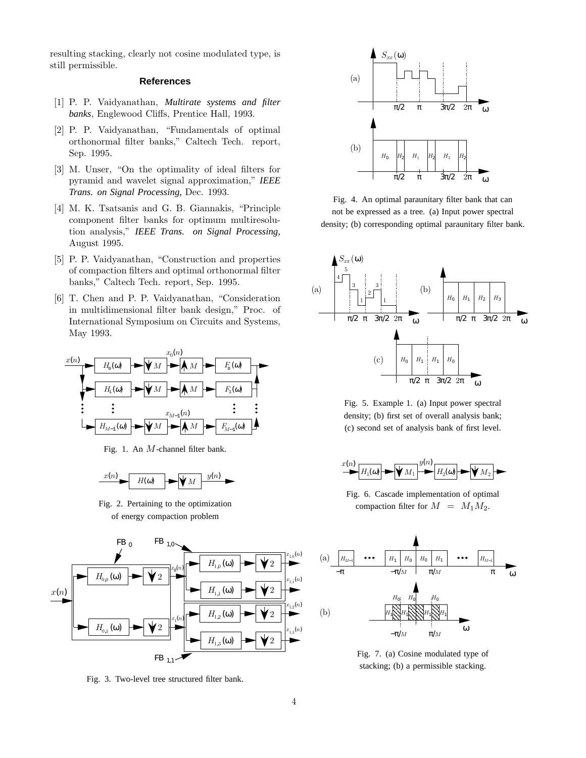resulting stacking, clearly not cosine modulated type, is still permissible.

### References

[1] P. P. Vaidyanathan, ***Multirate systems and filter banks***, Englewood Cliffs, Prentice Hall, 1993.

[2] P. P. Vaidyanathan, "Fundamentals of optimal orthonormal filter banks," Caltech Tech. report, Sep. 1995.

[3] M. Unser, "On the optimality of ideal filters for pyramid and wavelet signal approximation," *IEEE Trans. on Signal Processing,* Dec. 1993.

[4] M. K. Tsatsanis and G. B. Giannakis, "Principle component filter banks for optimum multiresolution analysis," *IEEE Trans. on Signal Processing,* August 1995.

[5] P. P. Vaidyanathan, "Construction and properties of compaction filters and optimal orthonormal filter banks," Caltech Tech. report, Sep. 1995.

[6] T. Chen and P. P. Vaidyanathan, "Consideration in multidimensional filter bank design," Proc. of International Symposium on Circuits and Systems, May 1993.

Fig. 1. An $M$-channel filter bank.

Fig. 2. Pertaining to the optimization of energy compaction problem

Fig. 3. Two-level tree structured filter bank.

Fig. 4. An optimal paraunitary filter bank that can not be expressed as a tree. (a) Input power spectral density; (b) corresponding optimal paraunitary filter bank.

Fig. 5. Example 1. (a) Input power spectral density; (b) first set of overall analysis bank; (c) second set of analysis bank of first level.

Fig. 6. Cascade implementation of optimal compaction filter for $M = M_1M_2$.

Fig. 7. (a) Cosine modulated type of stacking; (b) a permissible stacking.